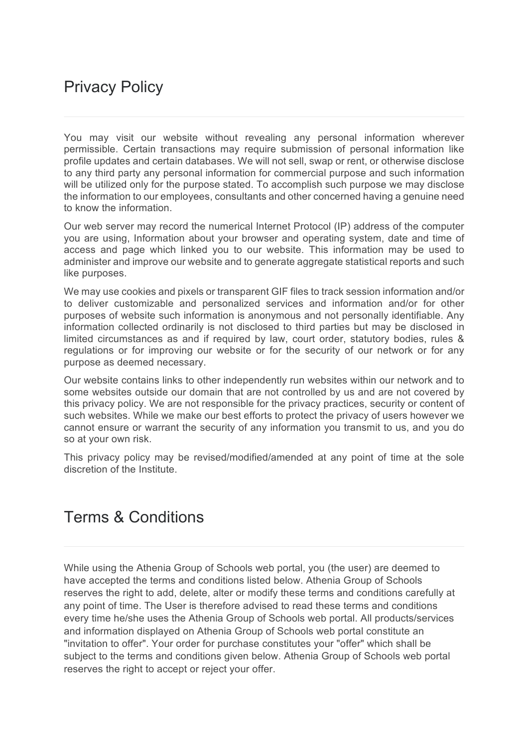# Privacy Policy

You may visit our website without revealing any personal information wherever permissible. Certain transactions may require submission of personal information like profile updates and certain databases. We will not sell, swap or rent, or otherwise disclose to any third party any personal information for commercial purpose and such information will be utilized only for the purpose stated. To accomplish such purpose we may disclose the information to our employees, consultants and other concerned having a genuine need to know the information.

Our web server may record the numerical Internet Protocol (IP) address of the computer you are using, Information about your browser and operating system, date and time of access and page which linked you to our website. This information may be used to administer and improve our website and to generate aggregate statistical reports and such like purposes.

We may use cookies and pixels or transparent GIF files to track session information and/or to deliver customizable and personalized services and information and/or for other purposes of website such information is anonymous and not personally identifiable. Any information collected ordinarily is not disclosed to third parties but may be disclosed in limited circumstances as and if required by law, court order, statutory bodies, rules & regulations or for improving our website or for the security of our network or for any purpose as deemed necessary.

Our website contains links to other independently run websites within our network and to some websites outside our domain that are not controlled by us and are not covered by this privacy policy. We are not responsible for the privacy practices, security or content of such websites. While we make our best efforts to protect the privacy of users however we cannot ensure or warrant the security of any information you transmit to us, and you do so at your own risk.

This privacy policy may be revised/modified/amended at any point of time at the sole discretion of the Institute.

# Terms & Conditions

While using the Athenia Group of Schools web portal, you (the user) are deemed to have accepted the terms and conditions listed below. Athenia Group of Schools reserves the right to add, delete, alter or modify these terms and conditions carefully at any point of time. The User is therefore advised to read these terms and conditions every time he/she uses the Athenia Group of Schools web portal. All products/services and information displayed on Athenia Group of Schools web portal constitute an "invitation to offer". Your order for purchase constitutes your "offer" which shall be subject to the terms and conditions given below. Athenia Group of Schools web portal reserves the right to accept or reject your offer.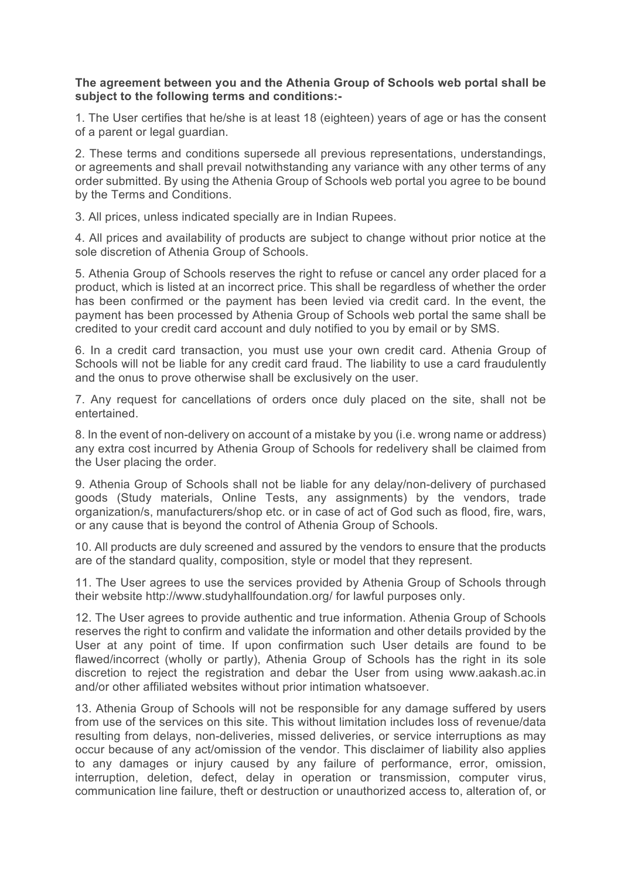**The agreement between you and the Athenia Group of Schools web portal shall be subject to the following terms and conditions:-**

1. The User certifies that he/she is at least 18 (eighteen) years of age or has the consent of a parent or legal guardian.

2. These terms and conditions supersede all previous representations, understandings, or agreements and shall prevail notwithstanding any variance with any other terms of any order submitted. By using the Athenia Group of Schools web portal you agree to be bound by the Terms and Conditions.

3. All prices, unless indicated specially are in Indian Rupees.

4. All prices and availability of products are subject to change without prior notice at the sole discretion of Athenia Group of Schools.

5. Athenia Group of Schools reserves the right to refuse or cancel any order placed for a product, which is listed at an incorrect price. This shall be regardless of whether the order has been confirmed or the payment has been levied via credit card. In the event, the payment has been processed by Athenia Group of Schools web portal the same shall be credited to your credit card account and duly notified to you by email or by SMS.

6. In a credit card transaction, you must use your own credit card. Athenia Group of Schools will not be liable for any credit card fraud. The liability to use a card fraudulently and the onus to prove otherwise shall be exclusively on the user.

7. Any request for cancellations of orders once duly placed on the site, shall not be entertained.

8. In the event of non-delivery on account of a mistake by you (i.e. wrong name or address) any extra cost incurred by Athenia Group of Schools for redelivery shall be claimed from the User placing the order.

9. Athenia Group of Schools shall not be liable for any delay/non-delivery of purchased goods (Study materials, Online Tests, any assignments) by the vendors, trade organization/s, manufacturers/shop etc. or in case of act of God such as flood, fire, wars, or any cause that is beyond the control of Athenia Group of Schools.

10. All products are duly screened and assured by the vendors to ensure that the products are of the standard quality, composition, style or model that they represent.

11. The User agrees to use the services provided by Athenia Group of Schools through their website http://www.studyhallfoundation.org/ for lawful purposes only.

12. The User agrees to provide authentic and true information. Athenia Group of Schools reserves the right to confirm and validate the information and other details provided by the User at any point of time. If upon confirmation such User details are found to be flawed/incorrect (wholly or partly), Athenia Group of Schools has the right in its sole discretion to reject the registration and debar the User from using www.aakash.ac.in and/or other affiliated websites without prior intimation whatsoever.

13. Athenia Group of Schools will not be responsible for any damage suffered by users from use of the services on this site. This without limitation includes loss of revenue/data resulting from delays, non-deliveries, missed deliveries, or service interruptions as may occur because of any act/omission of the vendor. This disclaimer of liability also applies to any damages or injury caused by any failure of performance, error, omission, interruption, deletion, defect, delay in operation or transmission, computer virus, communication line failure, theft or destruction or unauthorized access to, alteration of, or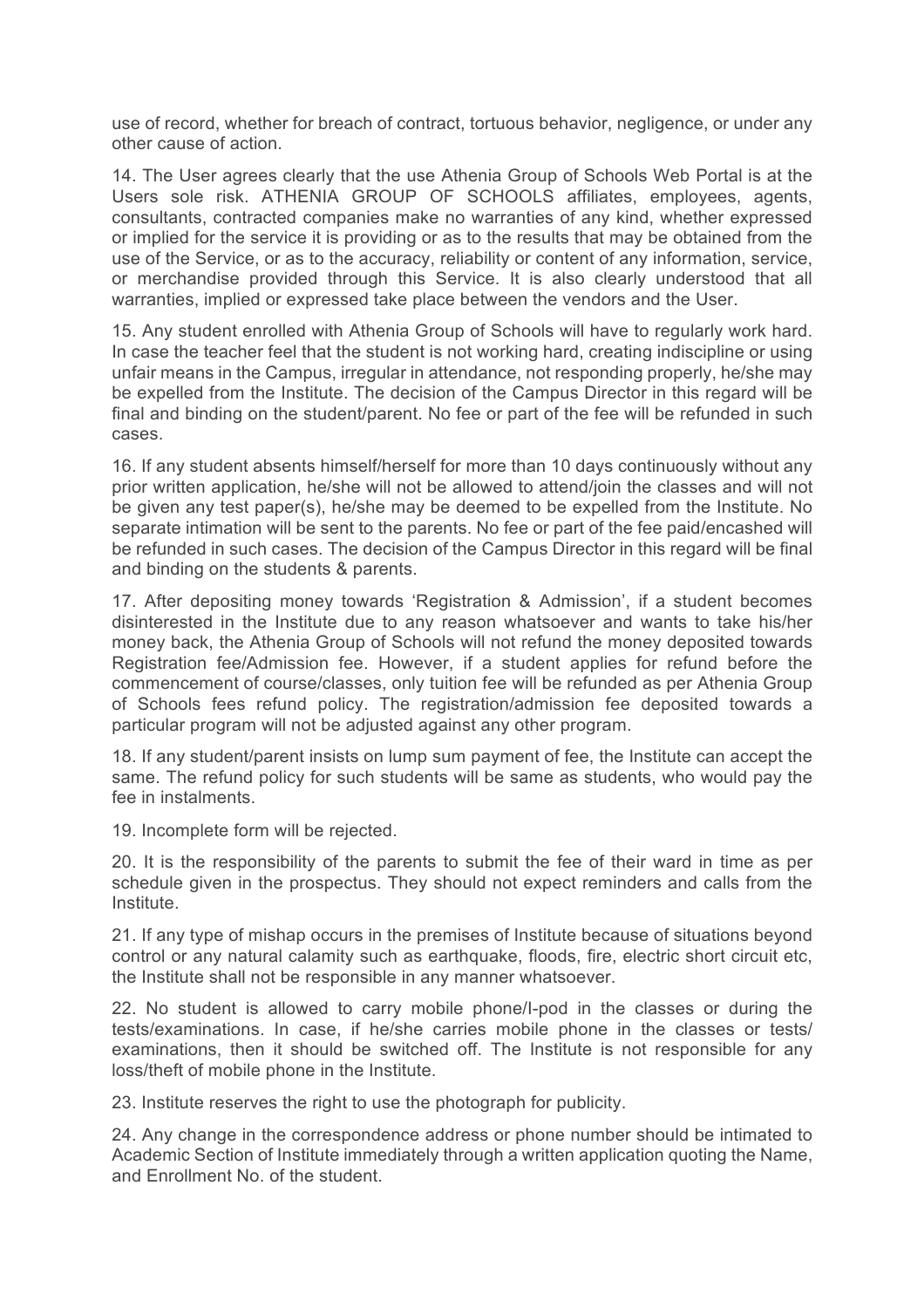use of record, whether for breach of contract, tortuous behavior, negligence, or under any other cause of action.

14. The User agrees clearly that the use Athenia Group of Schools Web Portal is at the Users sole risk. ATHENIA GROUP OF SCHOOLS affiliates, employees, agents, consultants, contracted companies make no warranties of any kind, whether expressed or implied for the service it is providing or as to the results that may be obtained from the use of the Service, or as to the accuracy, reliability or content of any information, service, or merchandise provided through this Service. It is also clearly understood that all warranties, implied or expressed take place between the vendors and the User.

15. Any student enrolled with Athenia Group of Schools will have to regularly work hard. In case the teacher feel that the student is not working hard, creating indiscipline or using unfair means in the Campus, irregular in attendance, not responding properly, he/she may be expelled from the Institute. The decision of the Campus Director in this regard will be final and binding on the student/parent. No fee or part of the fee will be refunded in such cases.

16. If any student absents himself/herself for more than 10 days continuously without any prior written application, he/she will not be allowed to attend/join the classes and will not be given any test paper(s), he/she may be deemed to be expelled from the Institute. No separate intimation will be sent to the parents. No fee or part of the fee paid/encashed will be refunded in such cases. The decision of the Campus Director in this regard will be final and binding on the students & parents.

17. After depositing money towards 'Registration & Admission', if a student becomes disinterested in the Institute due to any reason whatsoever and wants to take his/her money back, the Athenia Group of Schools will not refund the money deposited towards Registration fee/Admission fee. However, if a student applies for refund before the commencement of course/classes, only tuition fee will be refunded as per Athenia Group of Schools fees refund policy. The registration/admission fee deposited towards a particular program will not be adjusted against any other program.

18. If any student/parent insists on lump sum payment of fee, the Institute can accept the same. The refund policy for such students will be same as students, who would pay the fee in instalments.

19. Incomplete form will be rejected.

20. It is the responsibility of the parents to submit the fee of their ward in time as per schedule given in the prospectus. They should not expect reminders and calls from the Institute.

21. If any type of mishap occurs in the premises of Institute because of situations beyond control or any natural calamity such as earthquake, floods, fire, electric short circuit etc, the Institute shall not be responsible in any manner whatsoever.

22. No student is allowed to carry mobile phone/I-pod in the classes or during the tests/examinations. In case, if he/she carries mobile phone in the classes or tests/ examinations, then it should be switched off. The Institute is not responsible for any loss/theft of mobile phone in the Institute.

23. Institute reserves the right to use the photograph for publicity.

24. Any change in the correspondence address or phone number should be intimated to Academic Section of Institute immediately through a written application quoting the Name, and Enrollment No. of the student.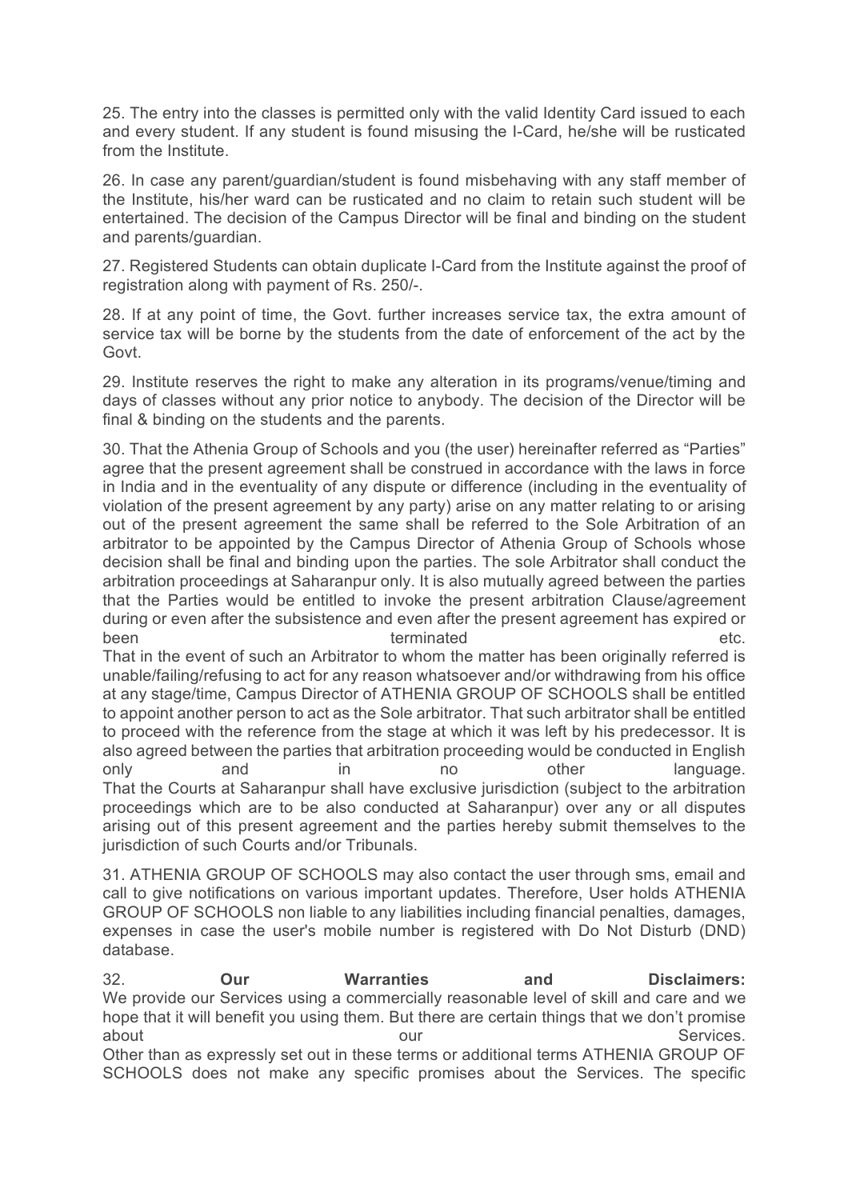25. The entry into the classes is permitted only with the valid Identity Card issued to each and every student. If any student is found misusing the I-Card, he/she will be rusticated from the Institute.

26. In case any parent/guardian/student is found misbehaving with any staff member of the Institute, his/her ward can be rusticated and no claim to retain such student will be entertained. The decision of the Campus Director will be final and binding on the student and parents/guardian.

27. Registered Students can obtain duplicate I-Card from the Institute against the proof of registration along with payment of Rs. 250/-.

28. If at any point of time, the Govt. further increases service tax, the extra amount of service tax will be borne by the students from the date of enforcement of the act by the Govt.

29. Institute reserves the right to make any alteration in its programs/venue/timing and days of classes without any prior notice to anybody. The decision of the Director will be final & binding on the students and the parents.

30. That the Athenia Group of Schools and you (the user) hereinafter referred as "Parties" agree that the present agreement shall be construed in accordance with the laws in force in India and in the eventuality of any dispute or difference (including in the eventuality of violation of the present agreement by any party) arise on any matter relating to or arising out of the present agreement the same shall be referred to the Sole Arbitration of an arbitrator to be appointed by the Campus Director of Athenia Group of Schools whose decision shall be final and binding upon the parties. The sole Arbitrator shall conduct the arbitration proceedings at Saharanpur only. It is also mutually agreed between the parties that the Parties would be entitled to invoke the present arbitration Clause/agreement during or even after the subsistence and even after the present agreement has expired or been terminated etc.
That in the event of such an Arbitrator to whom the matter has been originally referred is unable/failing/refusing to act for any reason whatsoever and/or withdrawing from his office at any stage/time, Campus Director of ATHENIA GROUP OF SCHOOLS shall be entitled to appoint another person to act as the Sole arbitrator. That such arbitrator shall be entitled to proceed with the reference from the stage at which it was left by his predecessor. It is also agreed between the parties that arbitration proceeding would be conducted in English only and in no other language.
That the Courts at Saharanpur shall have exclusive jurisdiction (subject to the arbitration proceedings which are to be also conducted at Saharanpur) over any or all disputes arising out of this present agreement and the parties hereby submit themselves to the jurisdiction of such Courts and/or Tribunals.

31. ATHENIA GROUP OF SCHOOLS may also contact the user through sms, email and call to give notifications on various important updates. Therefore, User holds ATHENIA GROUP OF SCHOOLS non liable to any liabilities including financial penalties, damages, expenses in case the user's mobile number is registered with Do Not Disturb (DND) database.

32. **Our Warranties and Disclaimers:**
We provide our Services using a commercially reasonable level of skill and care and we hope that it will benefit you using them. But there are certain things that we don't promise about our Services.
Other than as expressly set out in these terms or additional terms ATHENIA GROUP OF SCHOOLS does not make any specific promises about the Services. The specific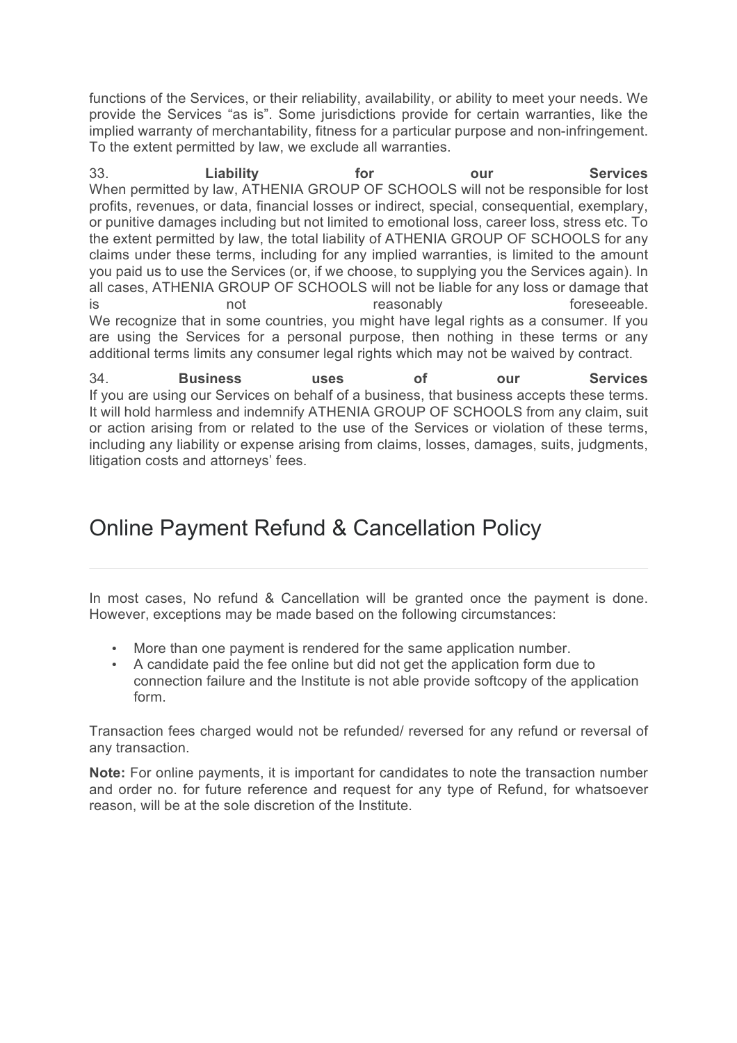functions of the Services, or their reliability, availability, or ability to meet your needs. We provide the Services "as is". Some jurisdictions provide for certain warranties, like the implied warranty of merchantability, fitness for a particular purpose and non-infringement. To the extent permitted by law, we exclude all warranties.

33. **Liability for our Services**
When permitted by law, ATHENIA GROUP OF SCHOOLS will not be responsible for lost profits, revenues, or data, financial losses or indirect, special, consequential, exemplary, or punitive damages including but not limited to emotional loss, career loss, stress etc. To the extent permitted by law, the total liability of ATHENIA GROUP OF SCHOOLS for any claims under these terms, including for any implied warranties, is limited to the amount you paid us to use the Services (or, if we choose, to supplying you the Services again). In all cases, ATHENIA GROUP OF SCHOOLS will not be liable for any loss or damage that is not reasonably foreseeable.
We recognize that in some countries, you might have legal rights as a consumer. If you are using the Services for a personal purpose, then nothing in these terms or any additional terms limits any consumer legal rights which may not be waived by contract.

34. **Business uses of our Services**
If you are using our Services on behalf of a business, that business accepts these terms. It will hold harmless and indemnify ATHENIA GROUP OF SCHOOLS from any claim, suit or action arising from or related to the use of the Services or violation of these terms, including any liability or expense arising from claims, losses, damages, suits, judgments, litigation costs and attorneys' fees.

# Online Payment Refund & Cancellation Policy

In most cases, No refund & Cancellation will be granted once the payment is done. However, exceptions may be made based on the following circumstances:

- More than one payment is rendered for the same application number.
- A candidate paid the fee online but did not get the application form due to connection failure and the Institute is not able provide softcopy of the application form.

Transaction fees charged would not be refunded/ reversed for any refund or reversal of any transaction.

**Note:** For online payments, it is important for candidates to note the transaction number and order no. for future reference and request for any type of Refund, for whatsoever reason, will be at the sole discretion of the Institute.